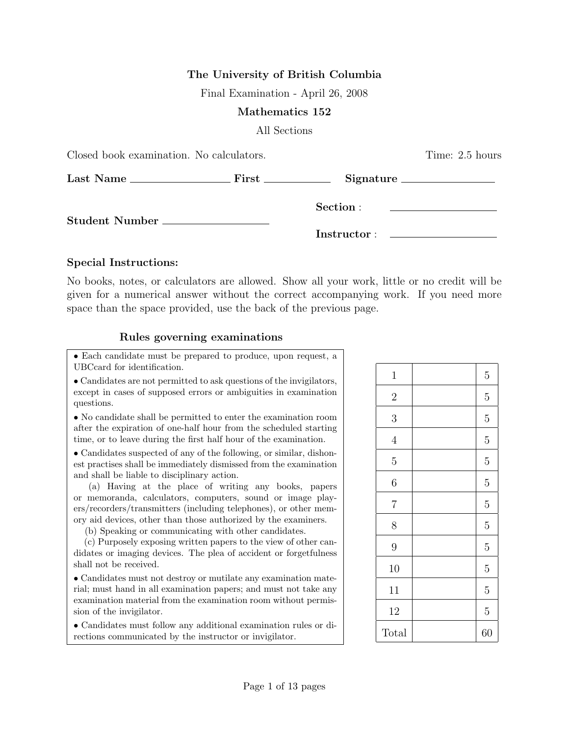**The University of British Columbia**

Final Examination - April 26, 2008

**Mathematics 152**

All Sections

Closed book examination. No calculators. Time: 2.5 hours

**Last Name** ________________ **First** ____________ **Signature** ________________

**Section** : ________________

**Student Number** ________________

**Instructor** : ________________

### Special Instructions:

No books, notes, or calculators are allowed. Show all your work, little or no credit will be given for a numerical answer without the correct accompanying work. If you need more space than the space provided, use the back of the previous page.

### Rules governing examinations

- Each candidate must be prepared to produce, upon request, a UBCcard for identification.
- Candidates are not permitted to ask questions of the invigilators, except in cases of supposed errors or ambiguities in examination questions.
- No candidate shall be permitted to enter the examination room after the expiration of one-half hour from the scheduled starting time, or to leave during the first half hour of the examination.
- Candidates suspected of any of the following, or similar, dishonest practises shall be immediately dismissed from the examination and shall be liable to disciplinary action.
  - (a) Having at the place of writing any books, papers or memoranda, calculators, computers, sound or image players/recorders/transmitters (including telephones), or other memory aid devices, other than those authorized by the examiners.
  - (b) Speaking or communicating with other candidates.
  - (c) Purposely exposing written papers to the view of other candidates or imaging devices. The plea of accident or forgetfulness shall not be received.
- Candidates must not destroy or mutilate any examination material; must hand in all examination papers; and must not take any examination material from the examination room without permission of the invigilator.
- Candidates must follow any additional examination rules or directions communicated by the instructor or invigilator.

| | | |
|---|---|---|
| 1 | | 5 |
| 2 | | 5 |
| 3 | | 5 |
| 4 | | 5 |
| 5 | | 5 |
| 6 | | 5 |
| 7 | | 5 |
| 8 | | 5 |
| 9 | | 5 |
| 10 | | 5 |
| 11 | | 5 |
| 12 | | 5 |
| Total | | 60 |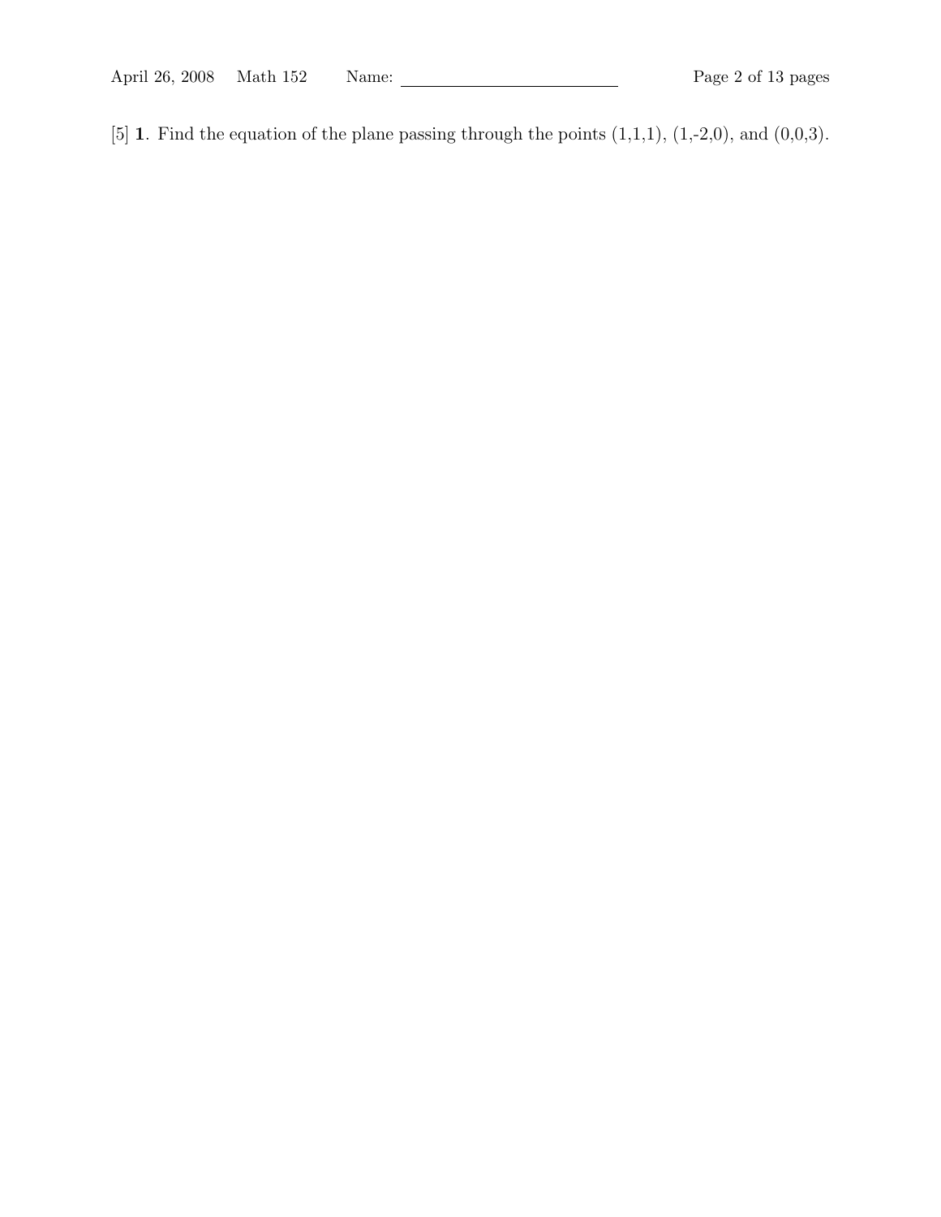[5] **1**. Find the equation of the plane passing through the points (1,1,1), (1,-2,0), and (0,0,3).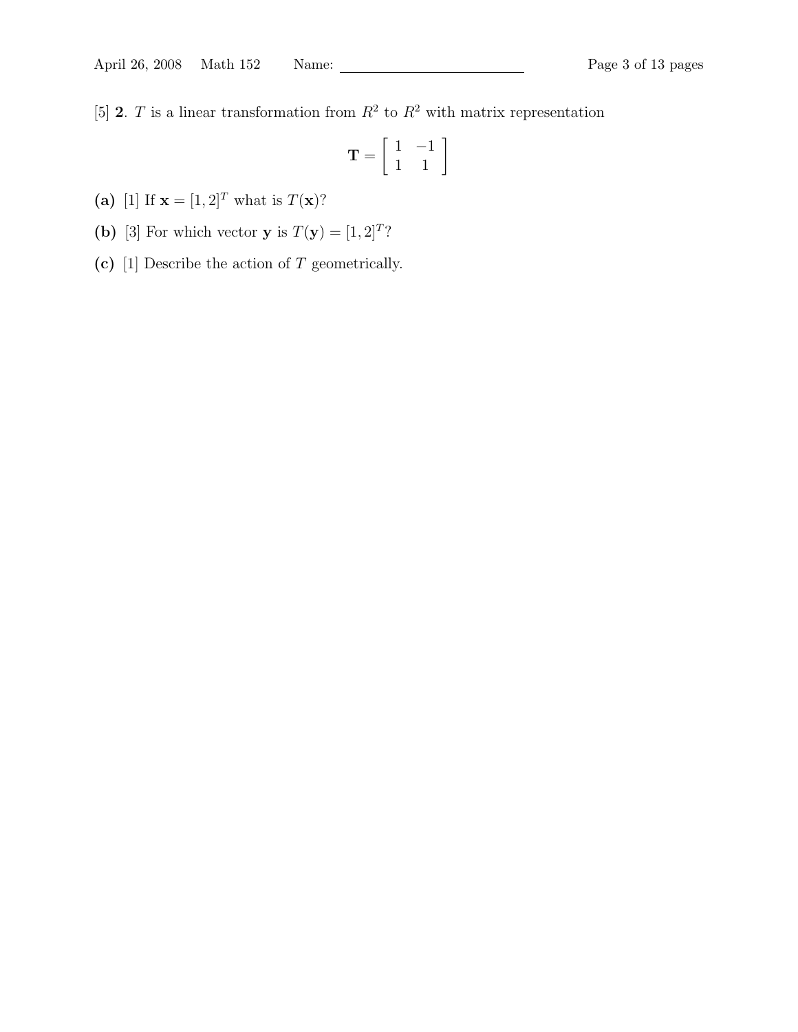[5] **2**. $T$ is a linear transformation from $R^2$ to $R^2$ with matrix representation

$$\mathbf{T} = \begin{bmatrix} 1 & -1 \\ 1 & 1 \end{bmatrix}$$

**(a)** [1] If $\mathbf{x} = [1, 2]^T$ what is $T(\mathbf{x})$?

**(b)** [3] For which vector $\mathbf{y}$ is $T(\mathbf{y}) = [1, 2]^T$?

**(c)** [1] Describe the action of $T$ geometrically.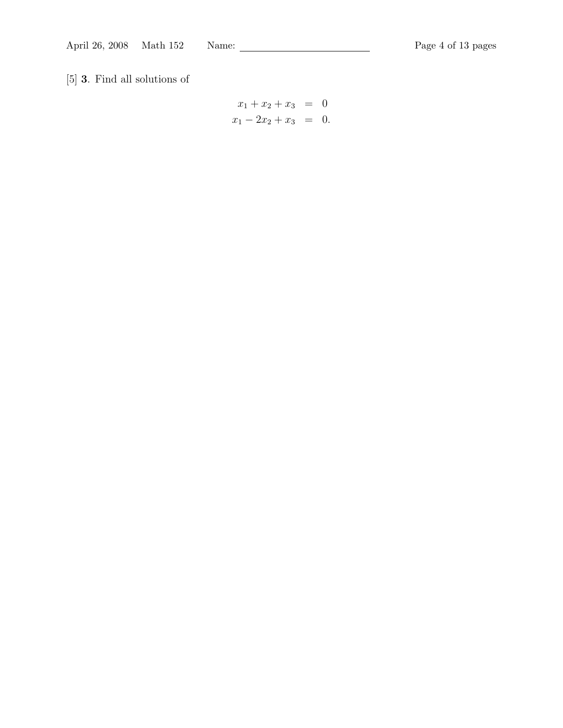[5] **3**. Find all solutions of

$$
\begin{aligned}
x_1 + x_2 + x_3 &= 0 \\
x_1 - 2x_2 + x_3 &= 0.
\end{aligned}
$$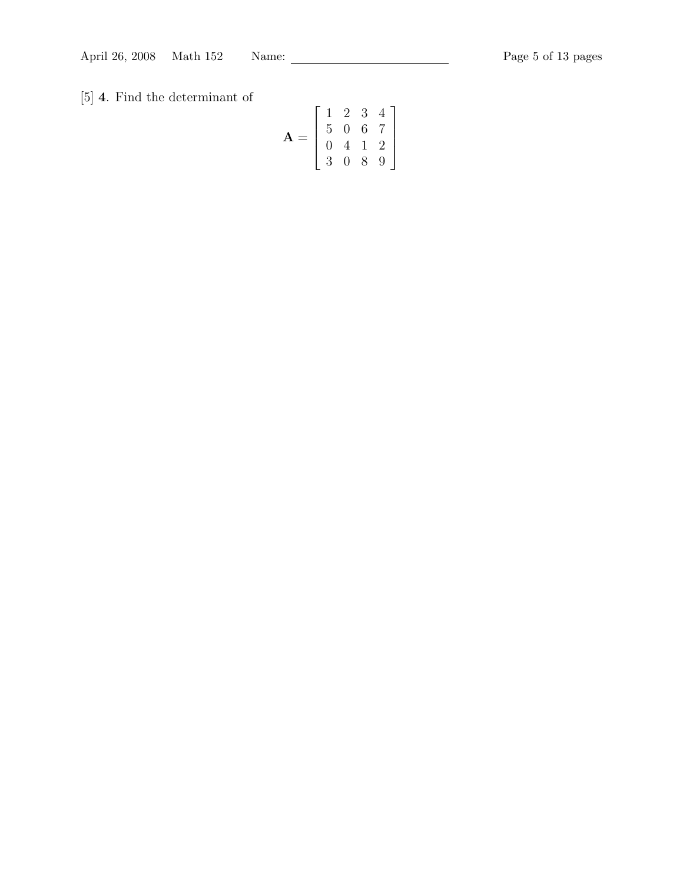[5] **4**. Find the determinant of

$$\mathbf{A} = \begin{bmatrix} 1 & 2 & 3 & 4 \\ 5 & 0 & 6 & 7 \\ 0 & 4 & 1 & 2 \\ 3 & 0 & 8 & 9 \end{bmatrix}$$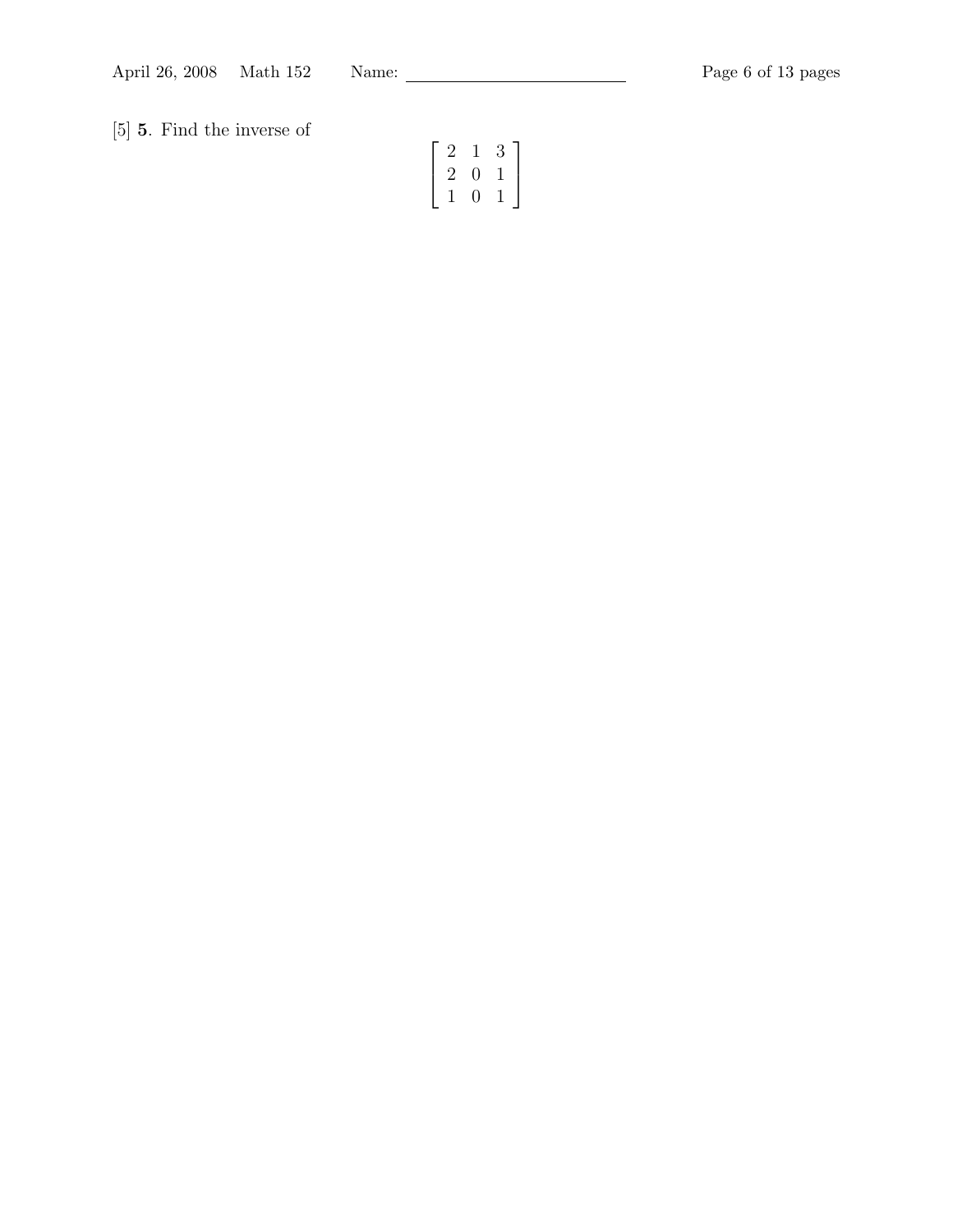[5] **5**. Find the inverse of

$$\begin{bmatrix} 2 & 1 & 3 \\ 2 & 0 & 1 \\ 1 & 0 & 1 \end{bmatrix}$$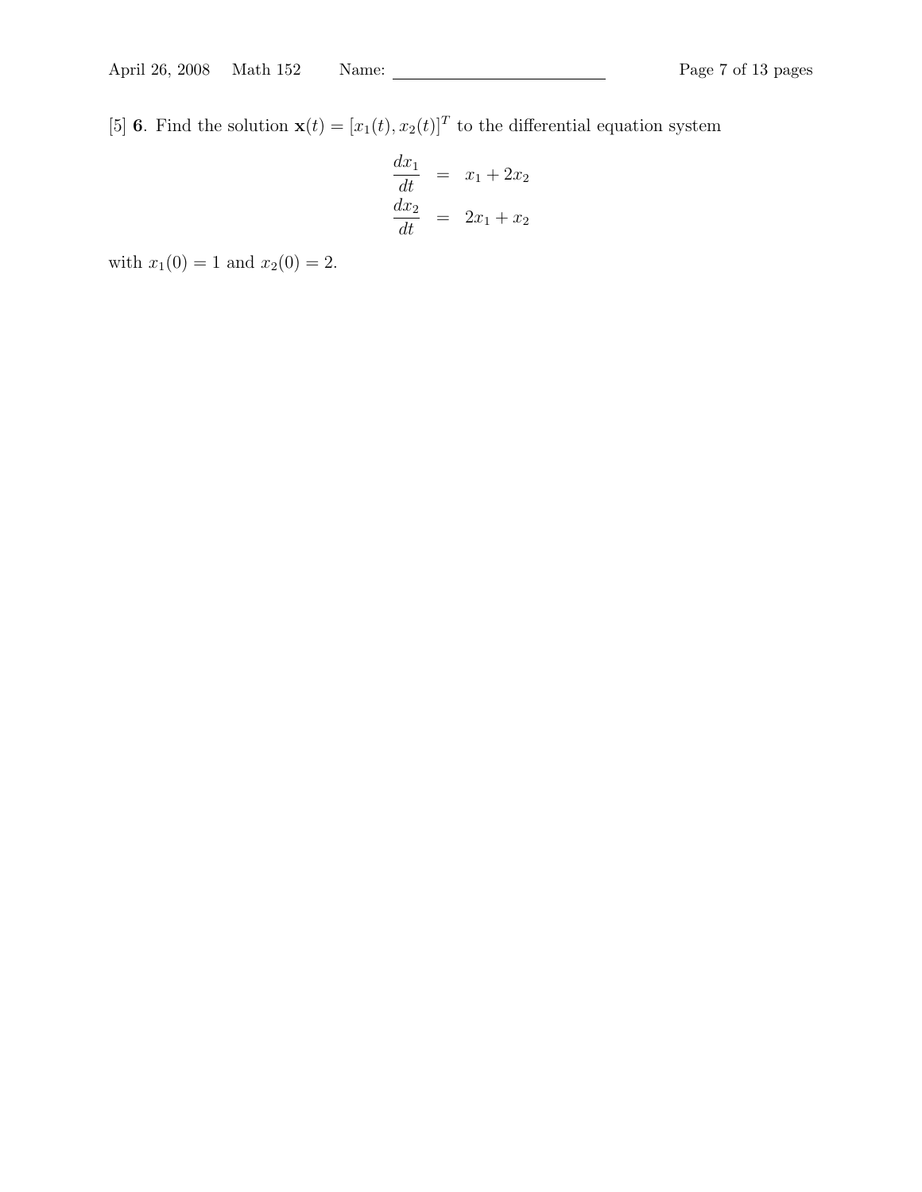[5] **6**. Find the solution $\mathbf{x}(t) = [x_1(t), x_2(t)]^T$ to the differential equation system

$$
\begin{aligned}
\frac{dx_1}{dt} &= x_1 + 2x_2 \\
\frac{dx_2}{dt} &= 2x_1 + x_2
\end{aligned}
$$

with $x_1(0) = 1$ and $x_2(0) = 2$.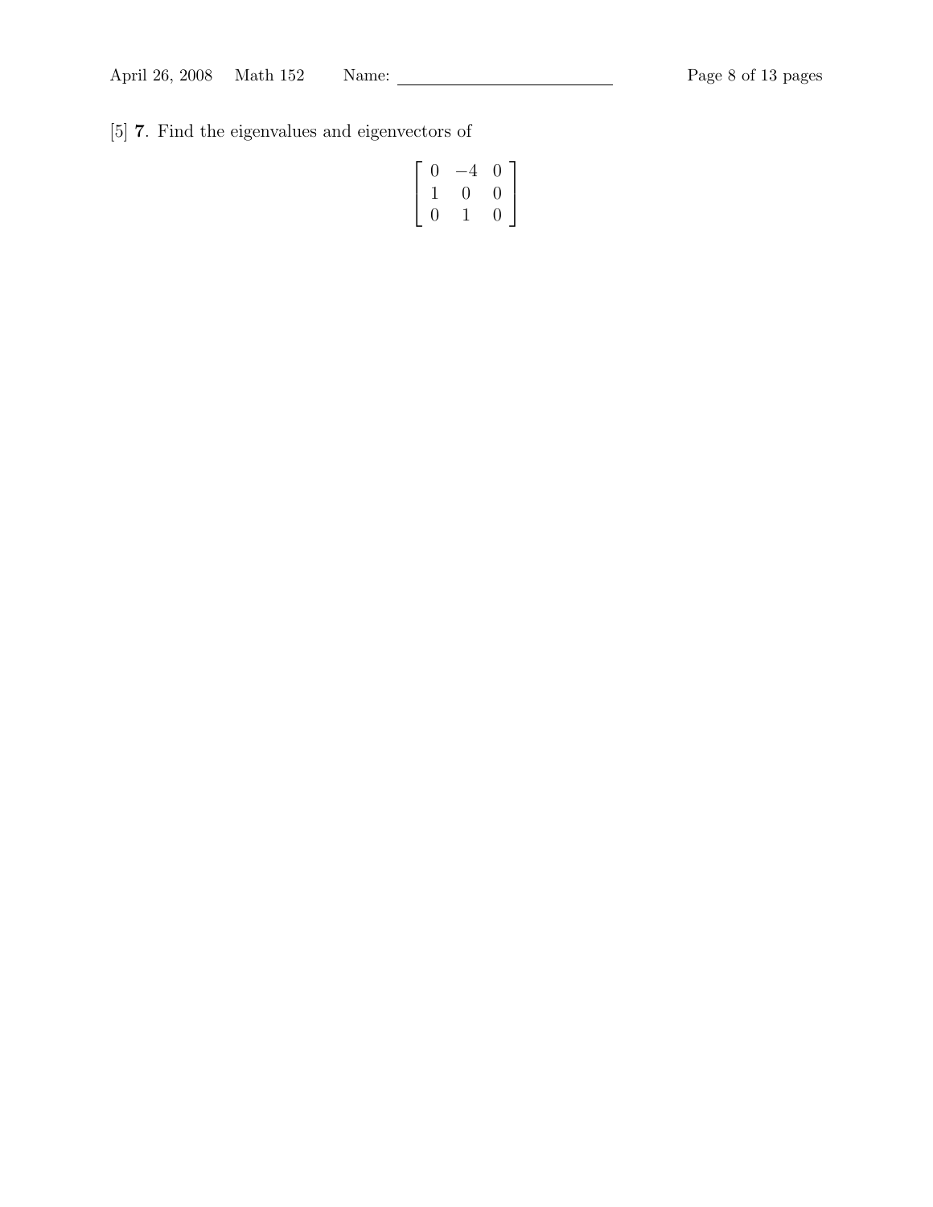[5] **7**. Find the eigenvalues and eigenvectors of

$$\begin{bmatrix} 0 & -4 & 0 \\ 1 & 0 & 0 \\ 0 & 1 & 0 \end{bmatrix}$$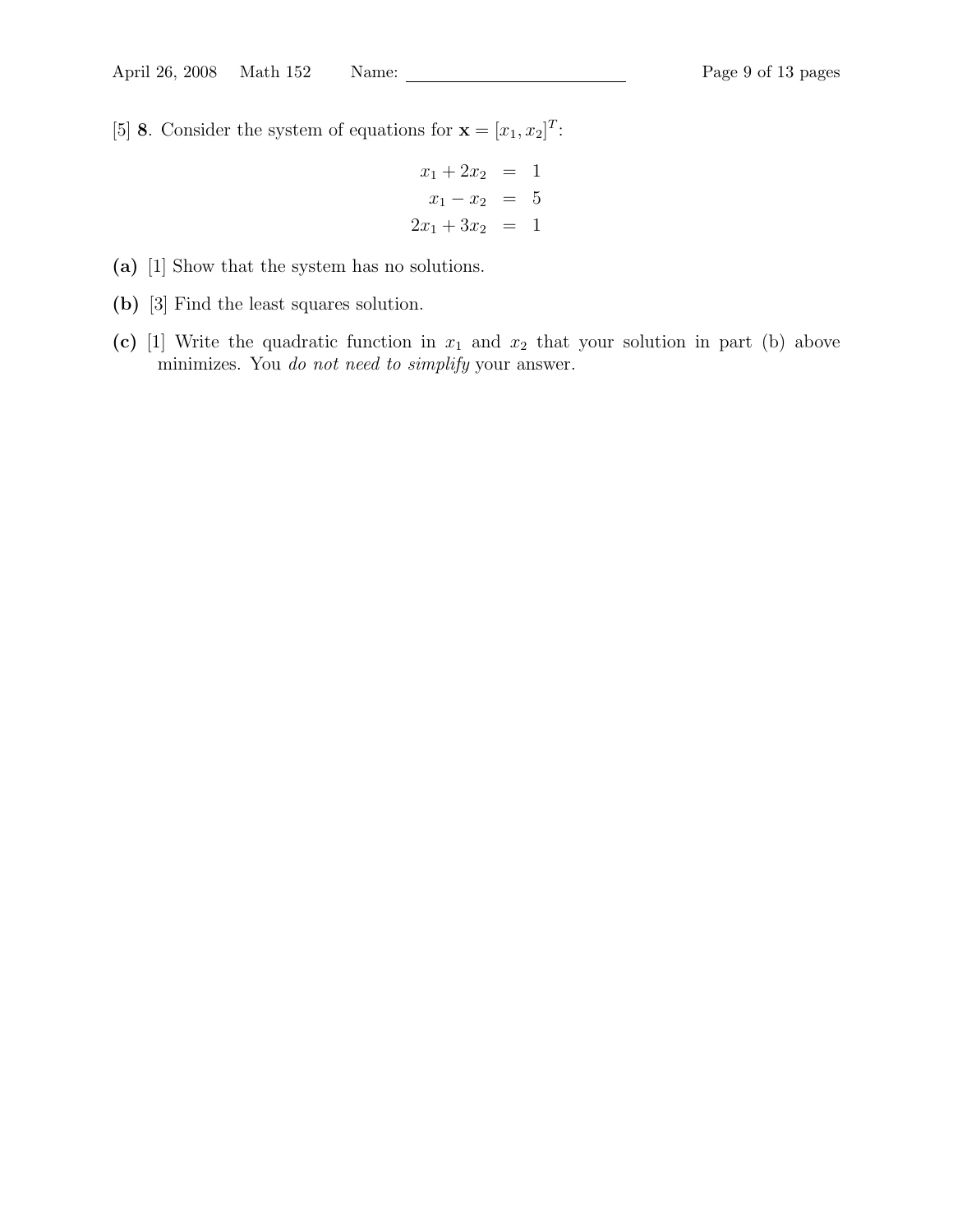[5] **8**. Consider the system of equations for $\mathbf{x} = [x_1, x_2]^T$:

$$
\begin{aligned}
x_1 + 2x_2 &= 1 \\
x_1 - x_2 &= 5 \\
2x_1 + 3x_2 &= 1
\end{aligned}
$$

**(a)** [1] Show that the system has no solutions.

**(b)** [3] Find the least squares solution.

**(c)** [1] Write the quadratic function in $x_1$ and $x_2$ that your solution in part (b) above minimizes. You *do not need to simplify* your answer.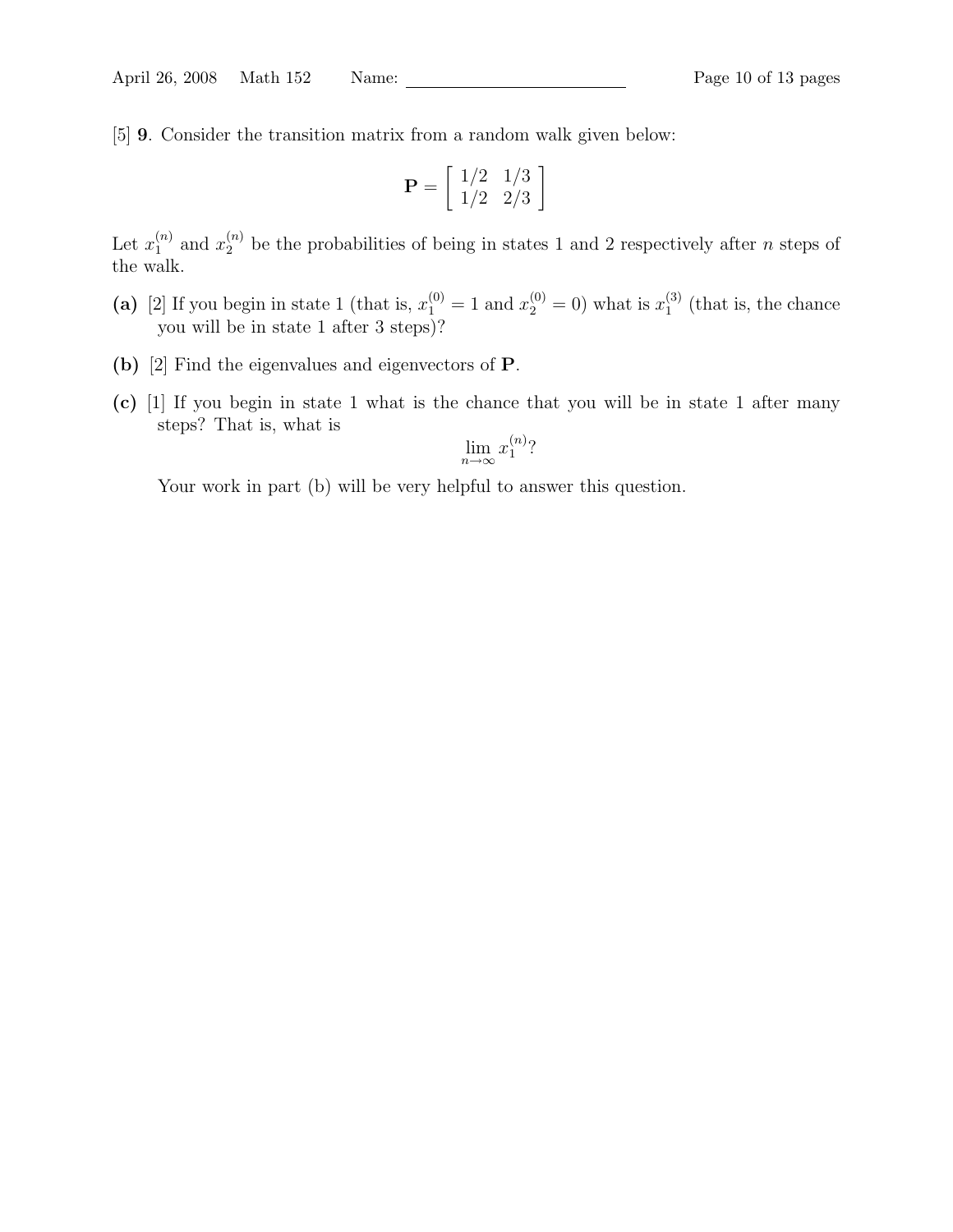[5] **9**. Consider the transition matrix from a random walk given below:

$$\mathbf{P} = \begin{bmatrix} 1/2 & 1/3 \\ 1/2 & 2/3 \end{bmatrix}$$

Let $x_1^{(n)}$ and $x_2^{(n)}$ be the probabilities of being in states 1 and 2 respectively after $n$ steps of the walk.

**(a)** [2] If you begin in state 1 (that is, $x_1^{(0)} = 1$ and $x_2^{(0)} = 0$) what is $x_1^{(3)}$ (that is, the chance you will be in state 1 after 3 steps)?

**(b)** [2] Find the eigenvalues and eigenvectors of $\mathbf{P}$.

**(c)** [1] If you begin in state 1 what is the chance that you will be in state 1 after many steps? That is, what is

$$\lim_{n\to\infty} x_1^{(n)}?$$

Your work in part (b) will be very helpful to answer this question.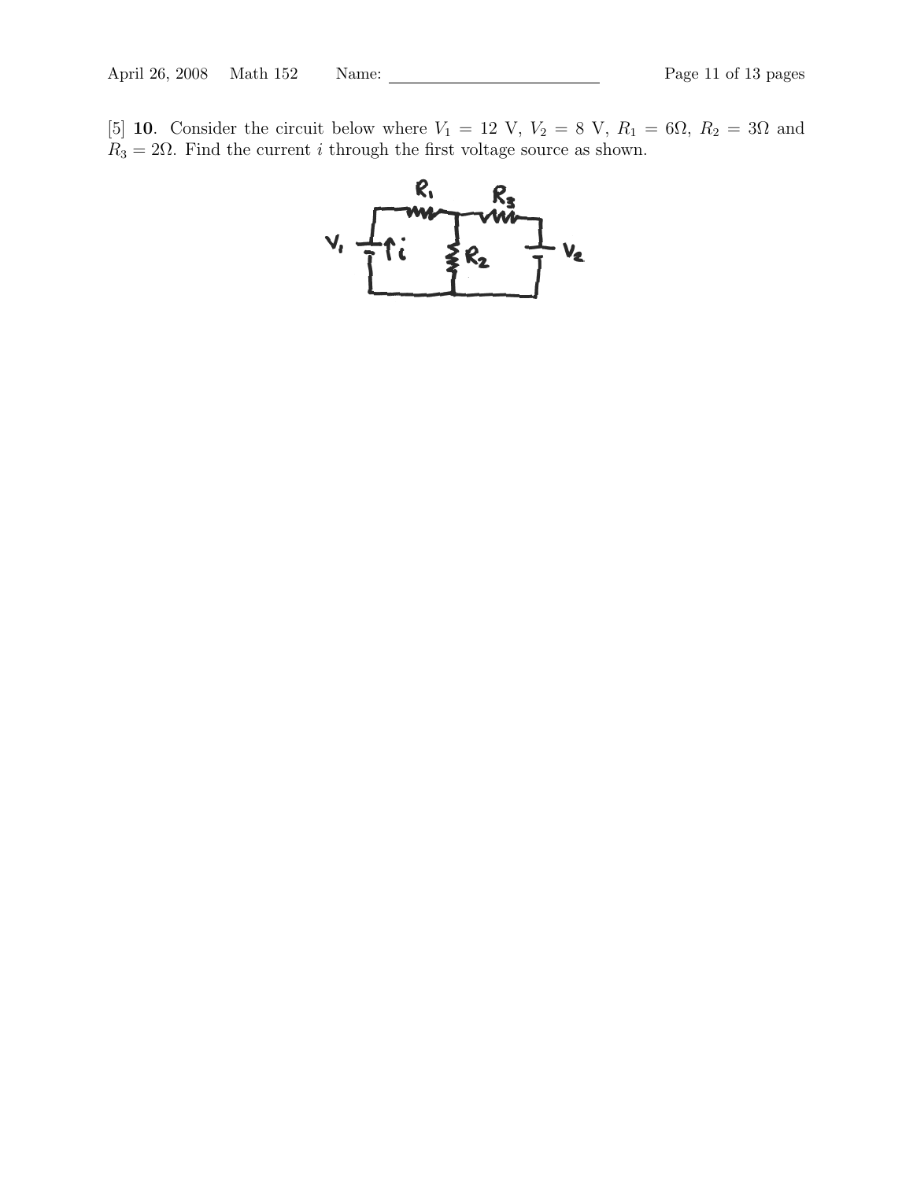[5] **10**. Consider the circuit below where $V_1 = 12$ V, $V_2 = 8$ V, $R_1 = 6\Omega$, $R_2 = 3\Omega$ and $R_3 = 2\Omega$. Find the current $i$ through the first voltage source as shown.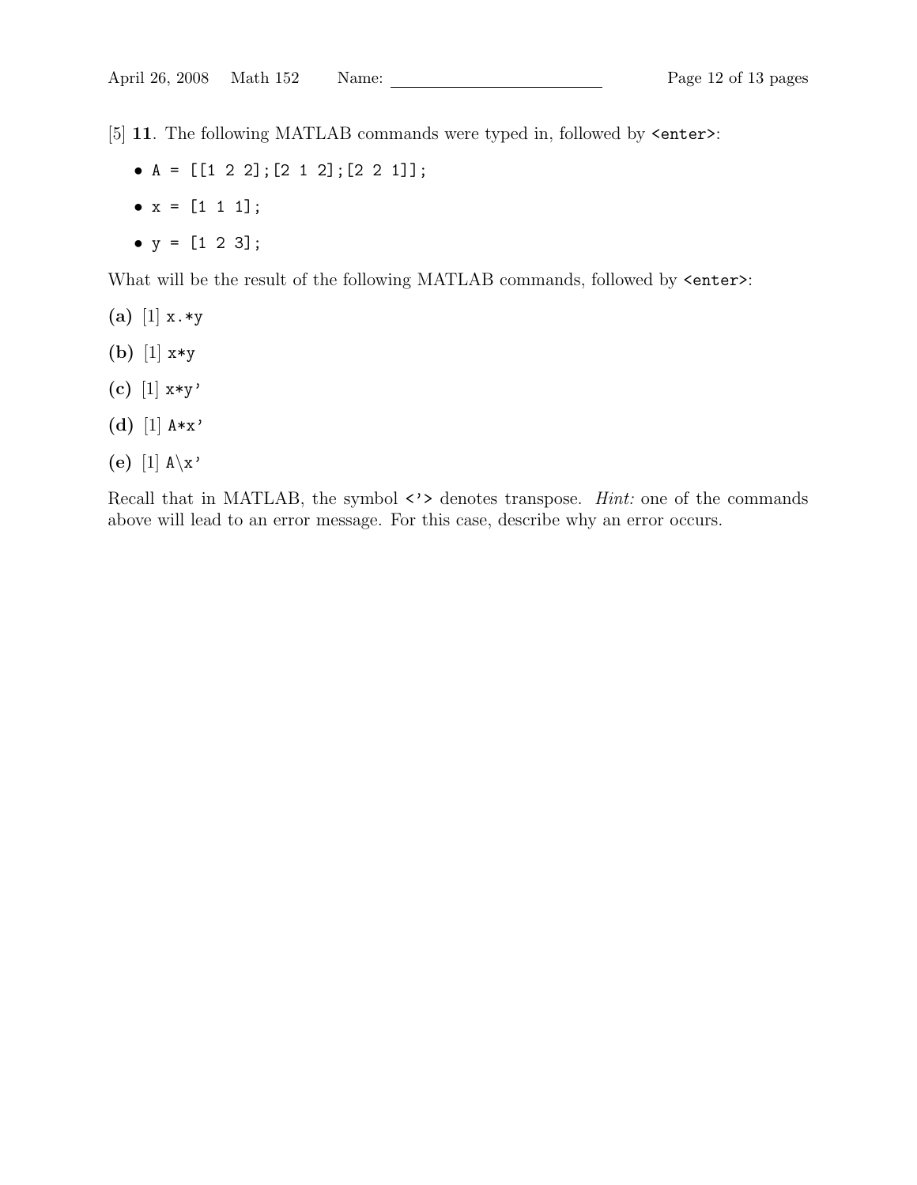[5] **11**. The following MATLAB commands were typed in, followed by `<enter>`:

- `A = [[1 2 2];[2 1 2];[2 2 1]];`
- `x = [1 1 1];`
- `y = [1 2 3];`

What will be the result of the following MATLAB commands, followed by `<enter>`:

**(a)** [1] `x.*y`

**(b)** [1] `x*y`

**(c)** [1] `x*y'`

**(d)** [1] `A*x'`

**(e)** [1] `A\x'`

Recall that in MATLAB, the symbol `<'>` denotes transpose. *Hint:* one of the commands above will lead to an error message. For this case, describe why an error occurs.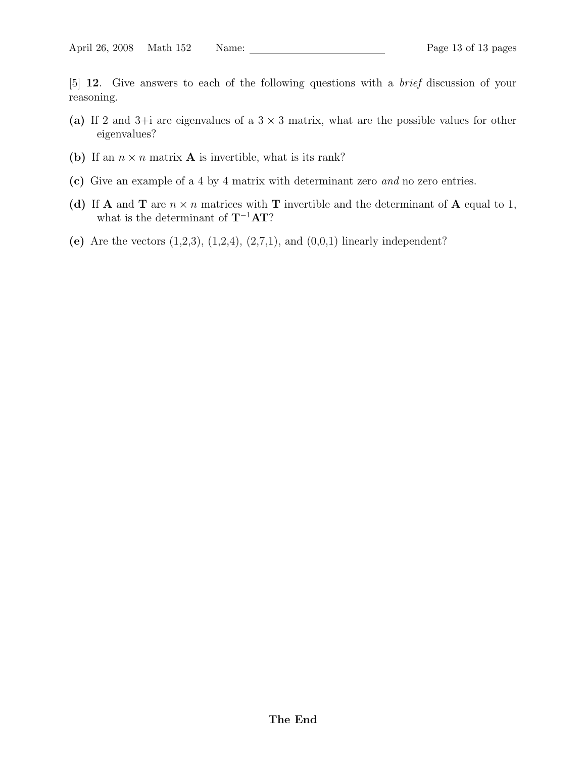[5] **12**. Give answers to each of the following questions with a *brief* discussion of your reasoning.

**(a)** If 2 and 3+i are eigenvalues of a $3 \times 3$ matrix, what are the possible values for other eigenvalues?

**(b)** If an $n \times n$ matrix $\mathbf{A}$ is invertible, what is its rank?

**(c)** Give an example of a 4 by 4 matrix with determinant zero *and* no zero entries.

**(d)** If $\mathbf{A}$ and $\mathbf{T}$ are $n \times n$ matrices with $\mathbf{T}$ invertible and the determinant of $\mathbf{A}$ equal to 1, what is the determinant of $\mathbf{T}^{-1}\mathbf{A}\mathbf{T}$?

**(e)** Are the vectors (1,2,3), (1,2,4), (2,7,1), and (0,0,1) linearly independent?

**The End**